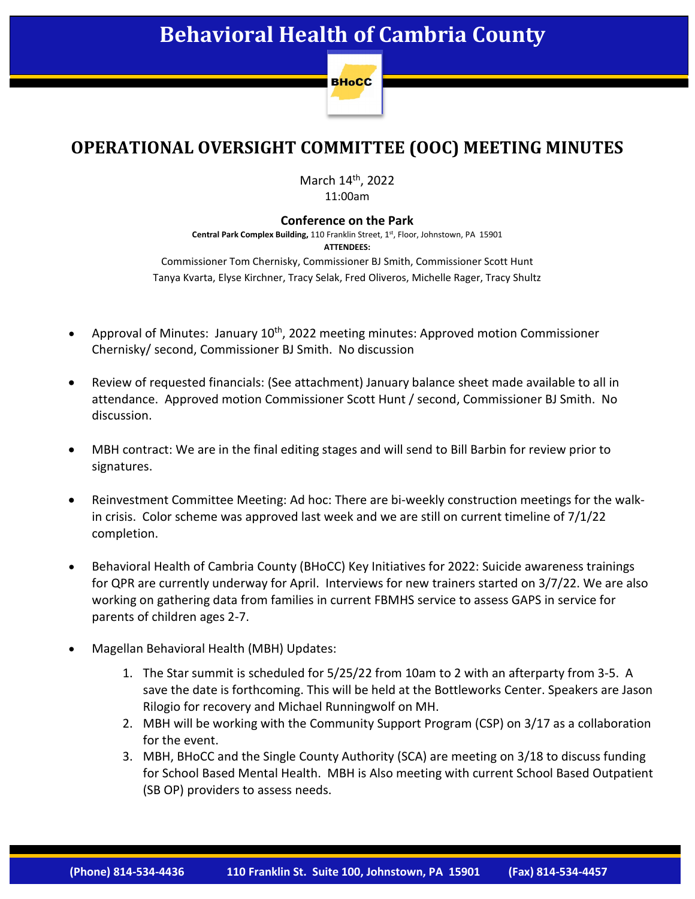# Behavioral Health of Cambria County

BHoCC

## OPERATIONAL OVERSIGHT COMMITTEE (OOC) MEETING MINUTES

March 14th, 2022
11:00am

**Conference on the Park**

**Central Park Complex Building,** 110 Franklin Street, 1st, Floor, Johnstown, PA 15901

**ATTENDEES:**

Commissioner Tom Chernisky, Commissioner BJ Smith, Commissioner Scott Hunt
Tanya Kvarta, Elyse Kirchner, Tracy Selak, Fred Oliveros, Michelle Rager, Tracy Shultz

- Approval of Minutes: January 10th, 2022 meeting minutes: Approved motion Commissioner Chernisky/ second, Commissioner BJ Smith. No discussion

- Review of requested financials: (See attachment) January balance sheet made available to all in attendance. Approved motion Commissioner Scott Hunt / second, Commissioner BJ Smith. No discussion.

- MBH contract: We are in the final editing stages and will send to Bill Barbin for review prior to signatures.

- Reinvestment Committee Meeting: Ad hoc: There are bi-weekly construction meetings for the walk-in crisis. Color scheme was approved last week and we are still on current timeline of 7/1/22 completion.

- Behavioral Health of Cambria County (BHoCC) Key Initiatives for 2022: Suicide awareness trainings for QPR are currently underway for April. Interviews for new trainers started on 3/7/22. We are also working on gathering data from families in current FBMHS service to assess GAPS in service for parents of children ages 2-7.

- Magellan Behavioral Health (MBH) Updates:
  1. The Star summit is scheduled for 5/25/22 from 10am to 2 with an afterparty from 3-5. A save the date is forthcoming. This will be held at the Bottleworks Center. Speakers are Jason Rilogio for recovery and Michael Runningwolf on MH.
  2. MBH will be working with the Community Support Program (CSP) on 3/17 as a collaboration for the event.
  3. MBH, BHoCC and the Single County Authority (SCA) are meeting on 3/18 to discuss funding for School Based Mental Health. MBH is Also meeting with current School Based Outpatient (SB OP) providers to assess needs.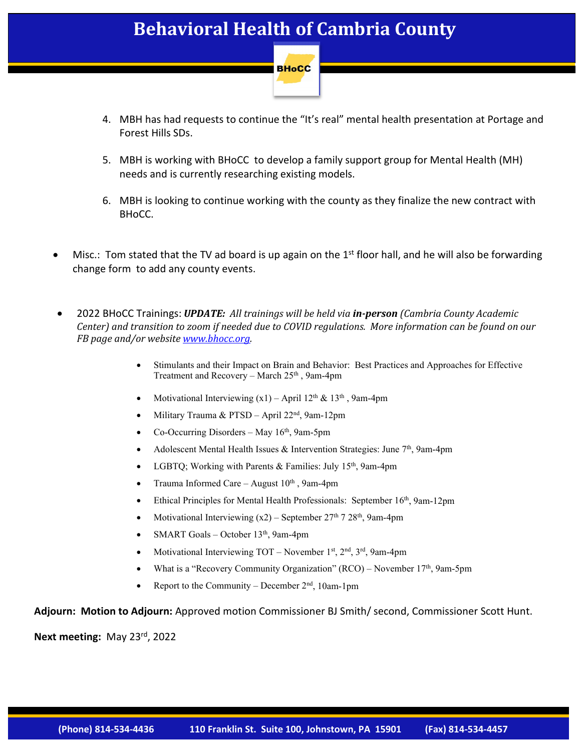4. MBH has had requests to continue the "It's real" mental health presentation at Portage and Forest Hills SDs.

5. MBH is working with BHoCC to develop a family support group for Mental Health (MH) needs and is currently researching existing models.

6. MBH is looking to continue working with the county as they finalize the new contract with BHoCC.

- Misc.: Tom stated that the TV ad board is up again on the 1st floor hall, and he will also be forwarding change form to add any county events.

- 2022 BHoCC Trainings: ***UPDATE:*** *All trainings will be held via* ***in-person*** *(Cambria County Academic Center) and transition to zoom if needed due to COVID regulations. More information can be found on our FB page and/or website [www.bhocc.org](http://www.bhocc.org).*

    - Stimulants and their Impact on Brain and Behavior: Best Practices and Approaches for Effective Treatment and Recovery – March 25th , 9am-4pm
    - Motivational Interviewing (x1) – April 12th & 13th , 9am-4pm
    - Military Trauma & PTSD – April 22nd, 9am-12pm
    - Co-Occurring Disorders – May 16th, 9am-5pm
    - Adolescent Mental Health Issues & Intervention Strategies: June 7th, 9am-4pm
    - LGBTQ; Working with Parents & Families: July 15th, 9am-4pm
    - Trauma Informed Care – August 10th , 9am-4pm
    - Ethical Principles for Mental Health Professionals: September 16th, 9am-12pm
    - Motivational Interviewing (x2) – September 27th 7 28th, 9am-4pm
    - SMART Goals – October 13th, 9am-4pm
    - Motivational Interviewing TOT – November 1st, 2nd, 3rd, 9am-4pm
    - What is a "Recovery Community Organization" (RCO) – November 17th, 9am-5pm
    - Report to the Community – December 2nd, 10am-1pm

**Adjourn: Motion to Adjourn:** Approved motion Commissioner BJ Smith/ second, Commissioner Scott Hunt.

**Next meeting:** May 23rd, 2022